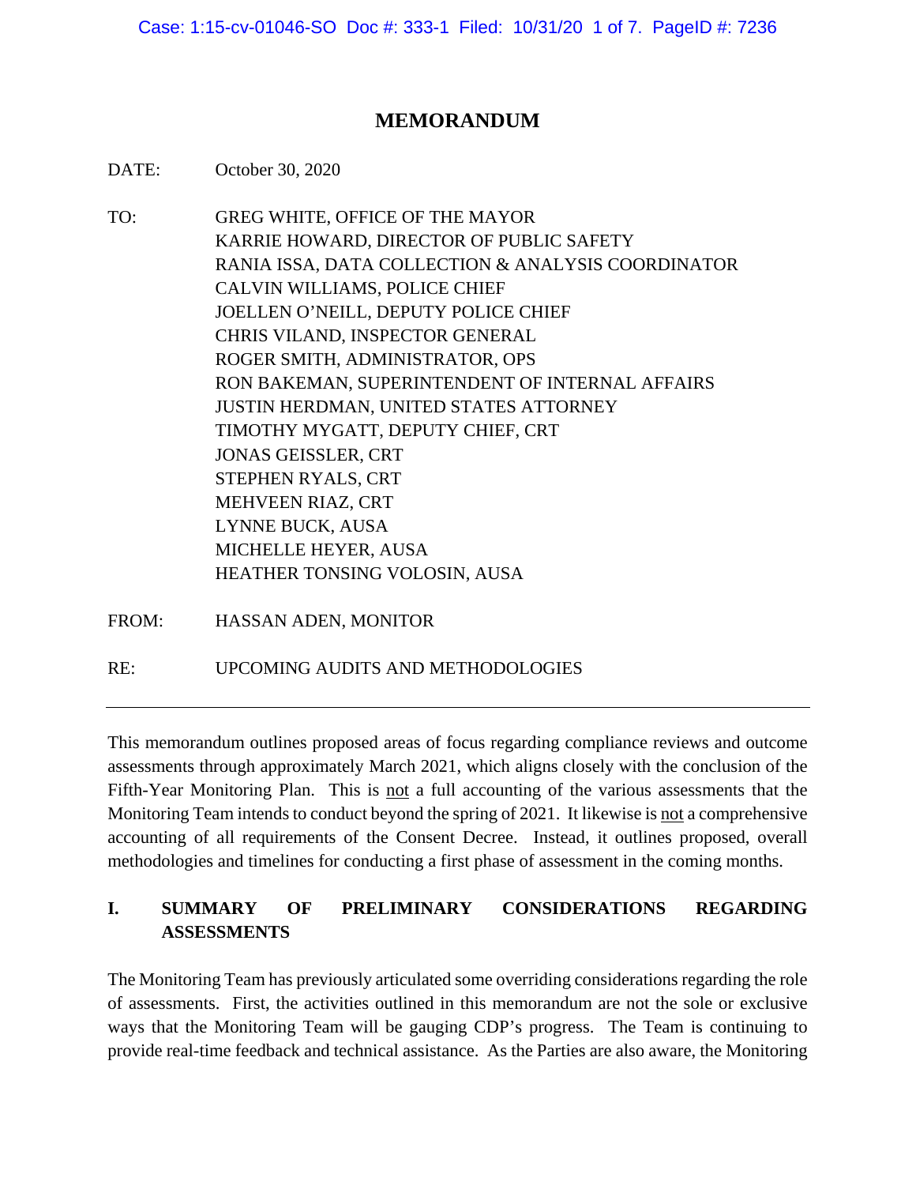# MEMORANDUM

DATE: October 30, 2020

TO: GREG WHITE, OFFICE OF THE MAYOR
KARRIE HOWARD, DIRECTOR OF PUBLIC SAFETY
RANIA ISSA, DATA COLLECTION & ANALYSIS COORDINATOR
CALVIN WILLIAMS, POLICE CHIEF
JOELLEN O'NEILL, DEPUTY POLICE CHIEF
CHRIS VILAND, INSPECTOR GENERAL
ROGER SMITH, ADMINISTRATOR, OPS
RON BAKEMAN, SUPERINTENDENT OF INTERNAL AFFAIRS
JUSTIN HERDMAN, UNITED STATES ATTORNEY
TIMOTHY MYGATT, DEPUTY CHIEF, CRT
JONAS GEISSLER, CRT
STEPHEN RYALS, CRT
MEHVEEN RIAZ, CRT
LYNNE BUCK, AUSA
MICHELLE HEYER, AUSA
HEATHER TONSING VOLOSIN, AUSA

FROM: HASSAN ADEN, MONITOR

RE: UPCOMING AUDITS AND METHODOLOGIES

---

This memorandum outlines proposed areas of focus regarding compliance reviews and outcome assessments through approximately March 2021, which aligns closely with the conclusion of the Fifth-Year Monitoring Plan. This is not a full accounting of the various assessments that the Monitoring Team intends to conduct beyond the spring of 2021. It likewise is not a comprehensive accounting of all requirements of the Consent Decree. Instead, it outlines proposed, overall methodologies and timelines for conducting a first phase of assessment in the coming months.

## I. SUMMARY OF PRELIMINARY CONSIDERATIONS REGARDING ASSESSMENTS

The Monitoring Team has previously articulated some overriding considerations regarding the role of assessments. First, the activities outlined in this memorandum are not the sole or exclusive ways that the Monitoring Team will be gauging CDP's progress. The Team is continuing to provide real-time feedback and technical assistance. As the Parties are also aware, the Monitoring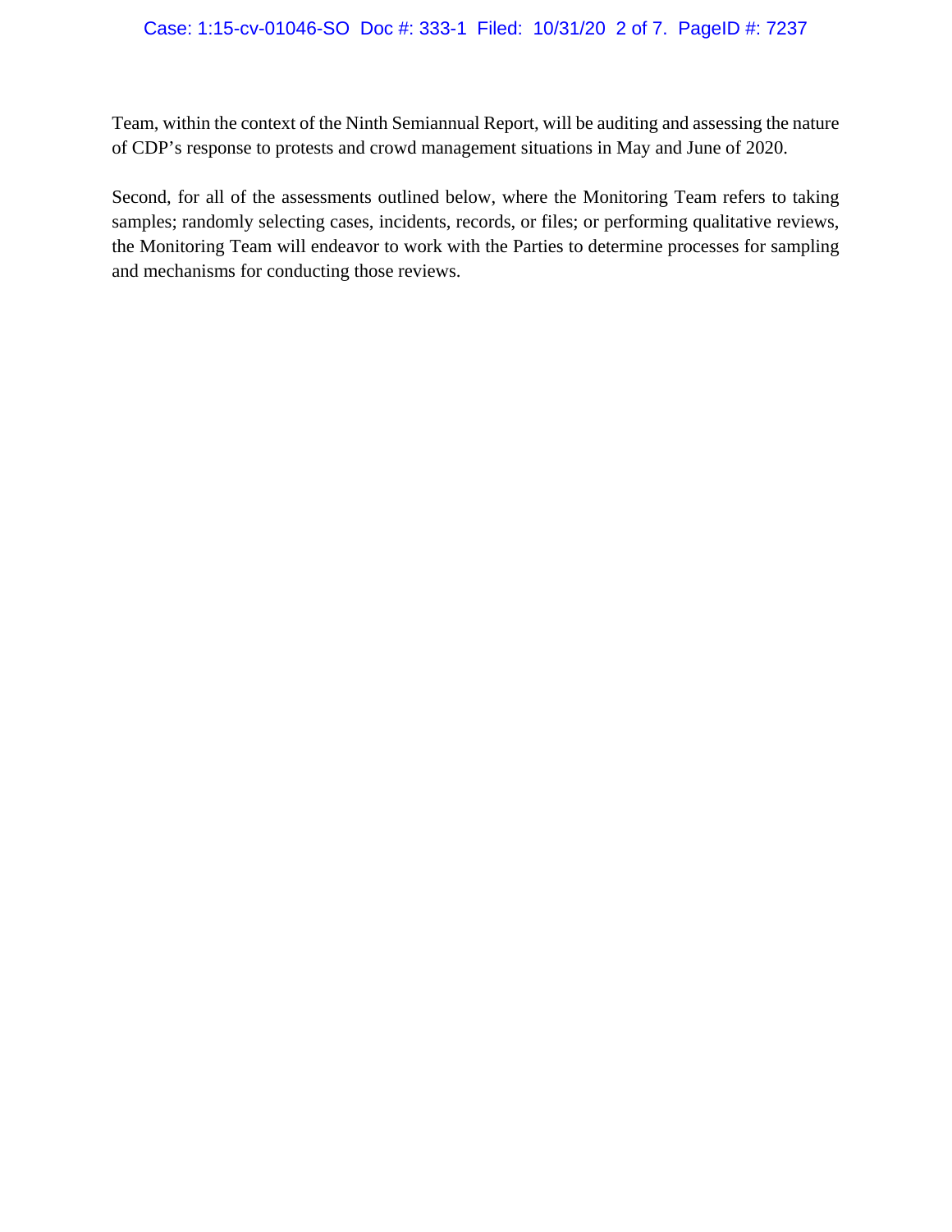Team, within the context of the Ninth Semiannual Report, will be auditing and assessing the nature of CDP's response to protests and crowd management situations in May and June of 2020.

Second, for all of the assessments outlined below, where the Monitoring Team refers to taking samples; randomly selecting cases, incidents, records, or files; or performing qualitative reviews, the Monitoring Team will endeavor to work with the Parties to determine processes for sampling and mechanisms for conducting those reviews.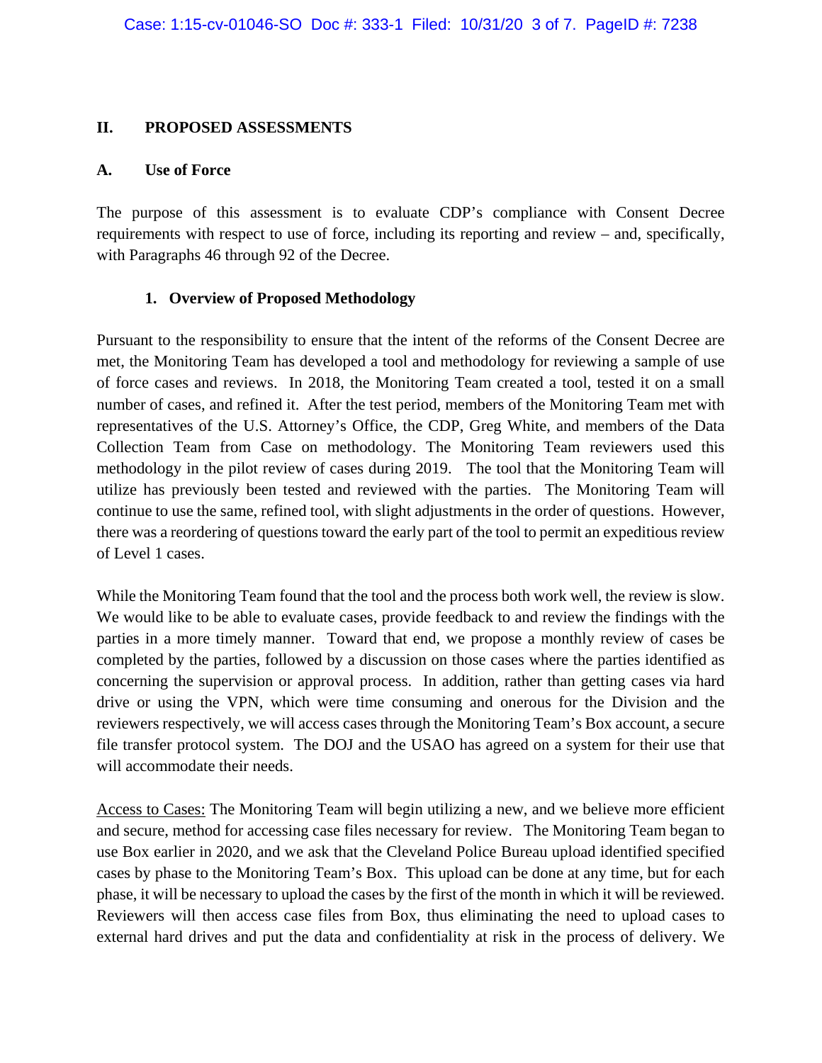## II. PROPOSED ASSESSMENTS

### A. Use of Force

The purpose of this assessment is to evaluate CDP's compliance with Consent Decree requirements with respect to use of force, including its reporting and review – and, specifically, with Paragraphs 46 through 92 of the Decree.

#### 1. Overview of Proposed Methodology

Pursuant to the responsibility to ensure that the intent of the reforms of the Consent Decree are met, the Monitoring Team has developed a tool and methodology for reviewing a sample of use of force cases and reviews. In 2018, the Monitoring Team created a tool, tested it on a small number of cases, and refined it. After the test period, members of the Monitoring Team met with representatives of the U.S. Attorney's Office, the CDP, Greg White, and members of the Data Collection Team from Case on methodology. The Monitoring Team reviewers used this methodology in the pilot review of cases during 2019. The tool that the Monitoring Team will utilize has previously been tested and reviewed with the parties. The Monitoring Team will continue to use the same, refined tool, with slight adjustments in the order of questions. However, there was a reordering of questions toward the early part of the tool to permit an expeditious review of Level 1 cases.

While the Monitoring Team found that the tool and the process both work well, the review is slow. We would like to be able to evaluate cases, provide feedback to and review the findings with the parties in a more timely manner. Toward that end, we propose a monthly review of cases be completed by the parties, followed by a discussion on those cases where the parties identified as concerning the supervision or approval process. In addition, rather than getting cases via hard drive or using the VPN, which were time consuming and onerous for the Division and the reviewers respectively, we will access cases through the Monitoring Team's Box account, a secure file transfer protocol system. The DOJ and the USAO has agreed on a system for their use that will accommodate their needs.

Access to Cases: The Monitoring Team will begin utilizing a new, and we believe more efficient and secure, method for accessing case files necessary for review. The Monitoring Team began to use Box earlier in 2020, and we ask that the Cleveland Police Bureau upload identified specified cases by phase to the Monitoring Team's Box. This upload can be done at any time, but for each phase, it will be necessary to upload the cases by the first of the month in which it will be reviewed. Reviewers will then access case files from Box, thus eliminating the need to upload cases to external hard drives and put the data and confidentiality at risk in the process of delivery. We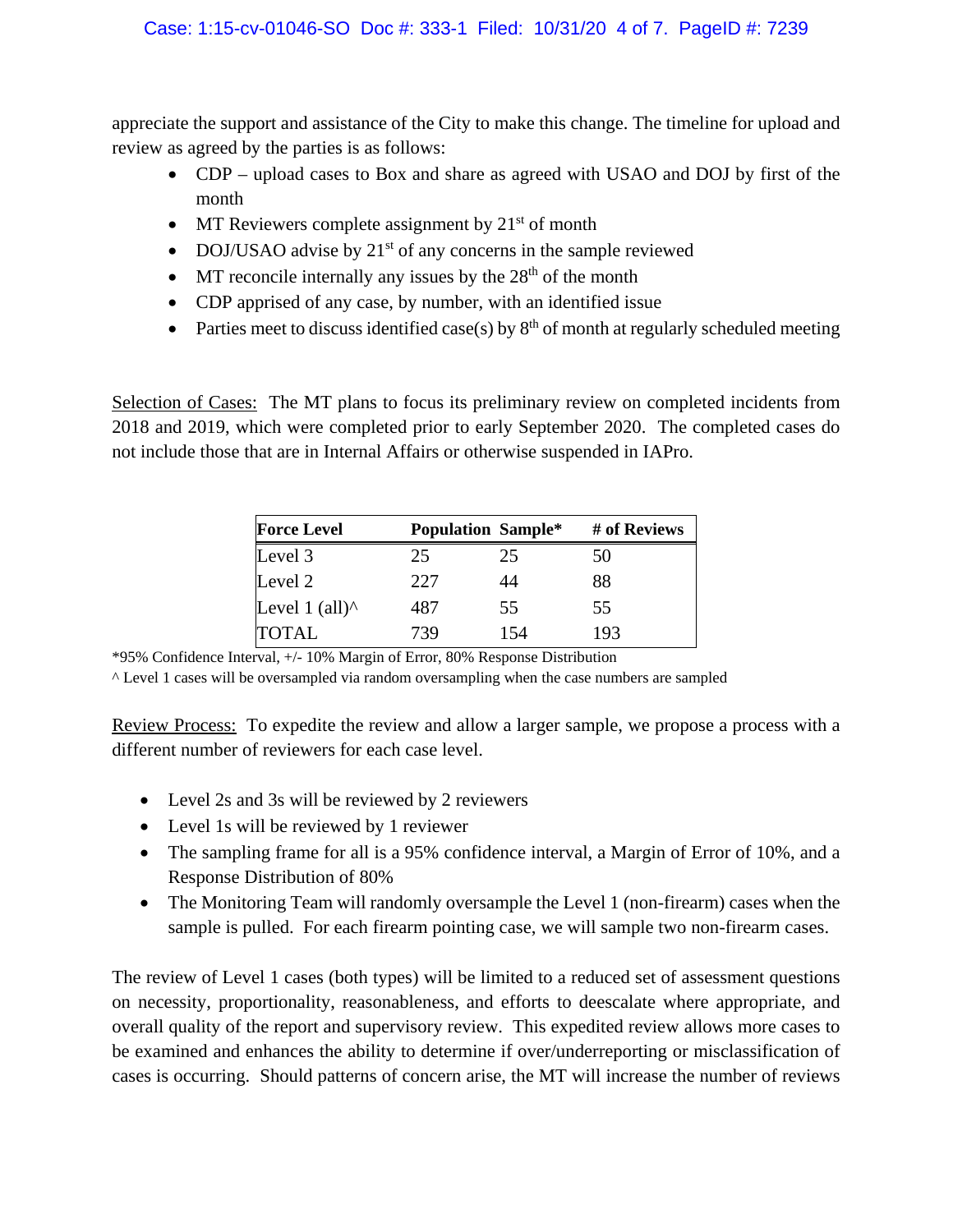appreciate the support and assistance of the City to make this change. The timeline for upload and review as agreed by the parties is as follows:

- CDP – upload cases to Box and share as agreed with USAO and DOJ by first of the month
- MT Reviewers complete assignment by 21st of month
- DOJ/USAO advise by 21st of any concerns in the sample reviewed
- MT reconcile internally any issues by the 28th of the month
- CDP apprised of any case, by number, with an identified issue
- Parties meet to discuss identified case(s) by 8th of month at regularly scheduled meeting

Selection of Cases: The MT plans to focus its preliminary review on completed incidents from 2018 and 2019, which were completed prior to early September 2020. The completed cases do not include those that are in Internal Affairs or otherwise suspended in IAPro.

| Force Level | Population | Sample* | # of Reviews |
|---|---|---|---|
| Level 3 | 25 | 25 | 50 |
| Level 2 | 227 | 44 | 88 |
| Level 1 (all)^ | 487 | 55 | 55 |
| TOTAL | 739 | 154 | 193 |

*95% Confidence Interval, +/- 10% Margin of Error, 80% Response Distribution

^ Level 1 cases will be oversampled via random oversampling when the case numbers are sampled

Review Process: To expedite the review and allow a larger sample, we propose a process with a different number of reviewers for each case level.

- Level 2s and 3s will be reviewed by 2 reviewers
- Level 1s will be reviewed by 1 reviewer
- The sampling frame for all is a 95% confidence interval, a Margin of Error of 10%, and a Response Distribution of 80%
- The Monitoring Team will randomly oversample the Level 1 (non-firearm) cases when the sample is pulled. For each firearm pointing case, we will sample two non-firearm cases.

The review of Level 1 cases (both types) will be limited to a reduced set of assessment questions on necessity, proportionality, reasonableness, and efforts to deescalate where appropriate, and overall quality of the report and supervisory review. This expedited review allows more cases to be examined and enhances the ability to determine if over/underreporting or misclassification of cases is occurring. Should patterns of concern arise, the MT will increase the number of reviews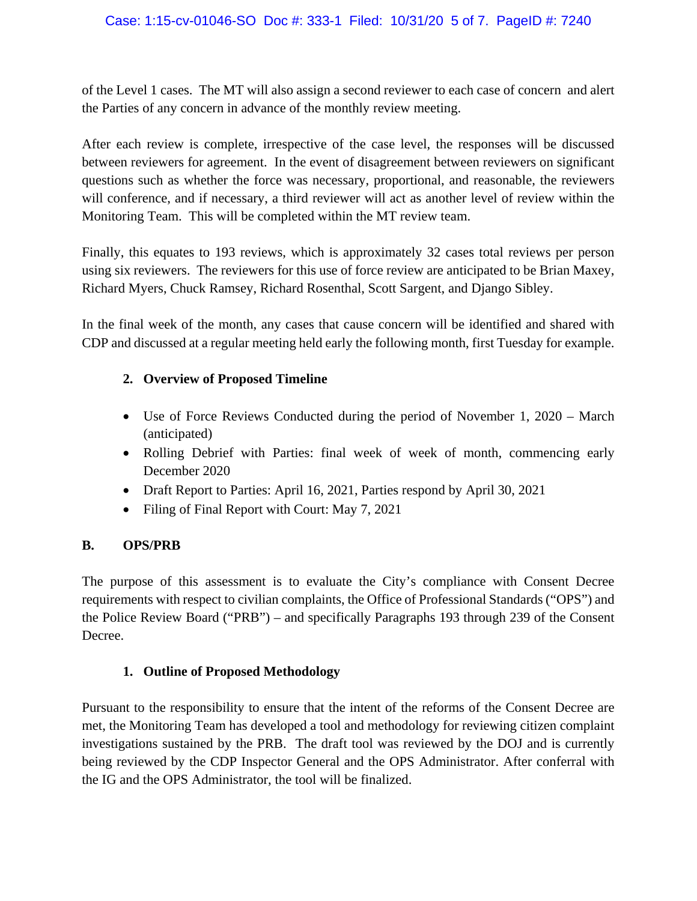of the Level 1 cases. The MT will also assign a second reviewer to each case of concern and alert the Parties of any concern in advance of the monthly review meeting.

After each review is complete, irrespective of the case level, the responses will be discussed between reviewers for agreement. In the event of disagreement between reviewers on significant questions such as whether the force was necessary, proportional, and reasonable, the reviewers will conference, and if necessary, a third reviewer will act as another level of review within the Monitoring Team. This will be completed within the MT review team.

Finally, this equates to 193 reviews, which is approximately 32 cases total reviews per person using six reviewers. The reviewers for this use of force review are anticipated to be Brian Maxey, Richard Myers, Chuck Ramsey, Richard Rosenthal, Scott Sargent, and Django Sibley.

In the final week of the month, any cases that cause concern will be identified and shared with CDP and discussed at a regular meeting held early the following month, first Tuesday for example.

### 2. Overview of Proposed Timeline

- Use of Force Reviews Conducted during the period of November 1, 2020 – March (anticipated)
- Rolling Debrief with Parties: final week of week of month, commencing early December 2020
- Draft Report to Parties: April 16, 2021, Parties respond by April 30, 2021
- Filing of Final Report with Court: May 7, 2021

## B. OPS/PRB

The purpose of this assessment is to evaluate the City's compliance with Consent Decree requirements with respect to civilian complaints, the Office of Professional Standards ("OPS") and the Police Review Board ("PRB") – and specifically Paragraphs 193 through 239 of the Consent Decree.

### 1. Outline of Proposed Methodology

Pursuant to the responsibility to ensure that the intent of the reforms of the Consent Decree are met, the Monitoring Team has developed a tool and methodology for reviewing citizen complaint investigations sustained by the PRB. The draft tool was reviewed by the DOJ and is currently being reviewed by the CDP Inspector General and the OPS Administrator. After conferral with the IG and the OPS Administrator, the tool will be finalized.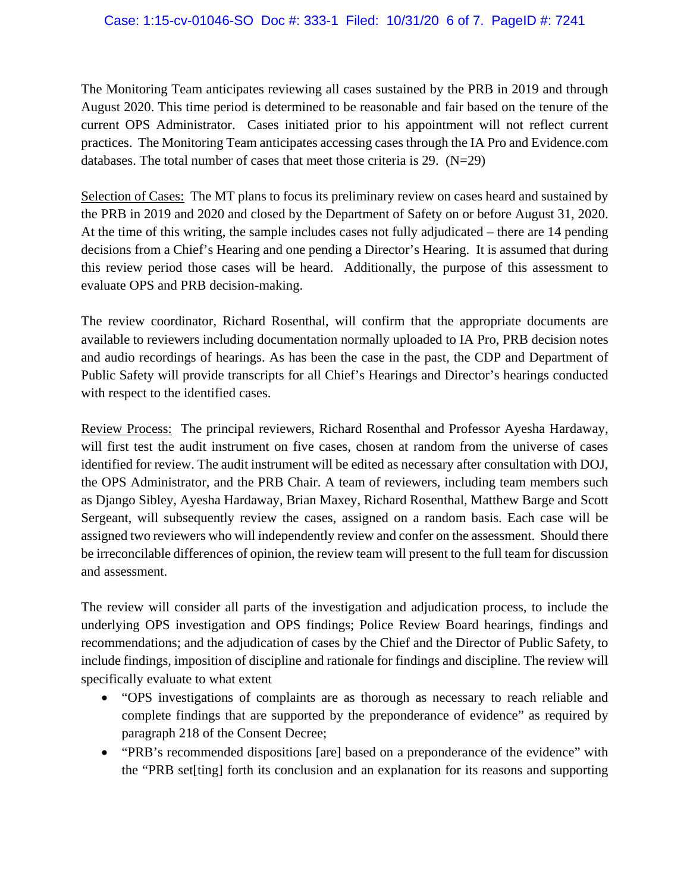The Monitoring Team anticipates reviewing all cases sustained by the PRB in 2019 and through August 2020. This time period is determined to be reasonable and fair based on the tenure of the current OPS Administrator. Cases initiated prior to his appointment will not reflect current practices. The Monitoring Team anticipates accessing cases through the IA Pro and Evidence.com databases. The total number of cases that meet those criteria is 29. (N=29)

<u>Selection of Cases:</u> The MT plans to focus its preliminary review on cases heard and sustained by the PRB in 2019 and 2020 and closed by the Department of Safety on or before August 31, 2020. At the time of this writing, the sample includes cases not fully adjudicated – there are 14 pending decisions from a Chief's Hearing and one pending a Director's Hearing. It is assumed that during this review period those cases will be heard. Additionally, the purpose of this assessment to evaluate OPS and PRB decision-making.

The review coordinator, Richard Rosenthal, will confirm that the appropriate documents are available to reviewers including documentation normally uploaded to IA Pro, PRB decision notes and audio recordings of hearings. As has been the case in the past, the CDP and Department of Public Safety will provide transcripts for all Chief's Hearings and Director's hearings conducted with respect to the identified cases.

<u>Review Process:</u> The principal reviewers, Richard Rosenthal and Professor Ayesha Hardaway, will first test the audit instrument on five cases, chosen at random from the universe of cases identified for review. The audit instrument will be edited as necessary after consultation with DOJ, the OPS Administrator, and the PRB Chair. A team of reviewers, including team members such as Django Sibley, Ayesha Hardaway, Brian Maxey, Richard Rosenthal, Matthew Barge and Scott Sergeant, will subsequently review the cases, assigned on a random basis. Each case will be assigned two reviewers who will independently review and confer on the assessment. Should there be irreconcilable differences of opinion, the review team will present to the full team for discussion and assessment.

The review will consider all parts of the investigation and adjudication process, to include the underlying OPS investigation and OPS findings; Police Review Board hearings, findings and recommendations; and the adjudication of cases by the Chief and the Director of Public Safety, to include findings, imposition of discipline and rationale for findings and discipline. The review will specifically evaluate to what extent

- "OPS investigations of complaints are as thorough as necessary to reach reliable and complete findings that are supported by the preponderance of evidence" as required by paragraph 218 of the Consent Decree;
- "PRB's recommended dispositions [are] based on a preponderance of the evidence" with the "PRB set[ting] forth its conclusion and an explanation for its reasons and supporting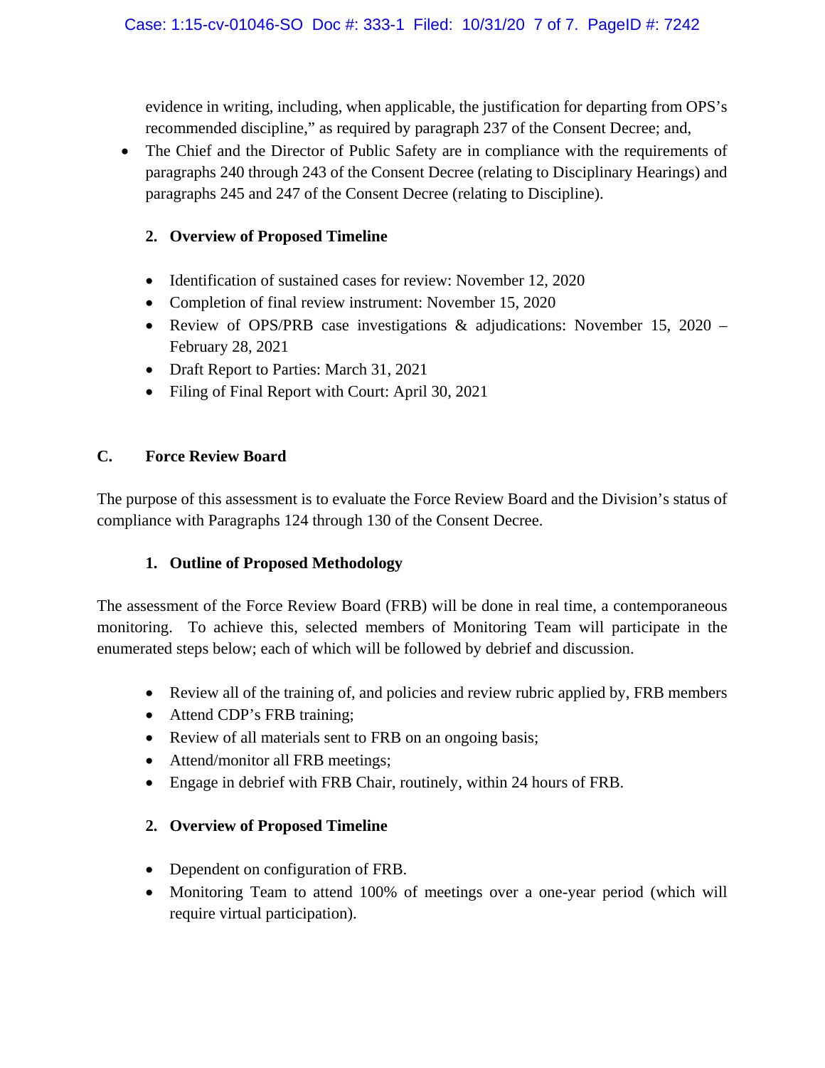evidence in writing, including, when applicable, the justification for departing from OPS's recommended discipline," as required by paragraph 237 of the Consent Decree; and,

- The Chief and the Director of Public Safety are in compliance with the requirements of paragraphs 240 through 243 of the Consent Decree (relating to Disciplinary Hearings) and paragraphs 245 and 247 of the Consent Decree (relating to Discipline).

### 2. Overview of Proposed Timeline

- Identification of sustained cases for review: November 12, 2020
- Completion of final review instrument: November 15, 2020
- Review of OPS/PRB case investigations & adjudications: November 15, 2020 – February 28, 2021
- Draft Report to Parties: March 31, 2021
- Filing of Final Report with Court: April 30, 2021

## C. Force Review Board

The purpose of this assessment is to evaluate the Force Review Board and the Division's status of compliance with Paragraphs 124 through 130 of the Consent Decree.

### 1. Outline of Proposed Methodology

The assessment of the Force Review Board (FRB) will be done in real time, a contemporaneous monitoring. To achieve this, selected members of Monitoring Team will participate in the enumerated steps below; each of which will be followed by debrief and discussion.

- Review all of the training of, and policies and review rubric applied by, FRB members
- Attend CDP's FRB training;
- Review of all materials sent to FRB on an ongoing basis;
- Attend/monitor all FRB meetings;
- Engage in debrief with FRB Chair, routinely, within 24 hours of FRB.

### 2. Overview of Proposed Timeline

- Dependent on configuration of FRB.
- Monitoring Team to attend 100% of meetings over a one-year period (which will require virtual participation).